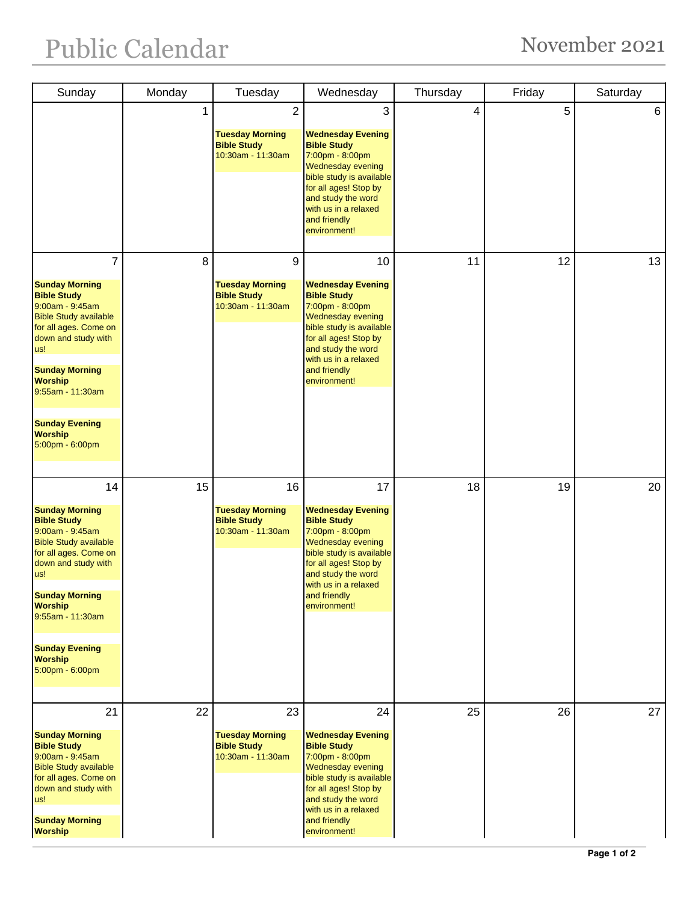# Public Calendar

## November 2021

| Sunday | Monday | Tuesday | Wednesday | Thursday | Friday | Saturday |
|---|---|---|---|---|---|---|
| | 1 | 2<br><br>**Tuesday Morning Bible Study**<br>10:30am - 11:30am | 3<br><br>**Wednesday Evening Bible Study**<br>7:00pm - 8:00pm<br>Wednesday evening bible study is available for all ages! Stop by and study the word with us in a relaxed and friendly environment! | 4 | 5 | 6 |
| 7<br><br>**Sunday Morning Bible Study**<br>9:00am - 9:45am<br>Bible Study available for all ages. Come on down and study with us!<br><br>**Sunday Morning Worship**<br>9:55am - 11:30am<br><br>**Sunday Evening Worship**<br>5:00pm - 6:00pm | 8 | 9<br><br>**Tuesday Morning Bible Study**<br>10:30am - 11:30am | 10<br><br>**Wednesday Evening Bible Study**<br>7:00pm - 8:00pm<br>Wednesday evening bible study is available for all ages! Stop by and study the word with us in a relaxed and friendly environment! | 11 | 12 | 13 |
| 14<br><br>**Sunday Morning Bible Study**<br>9:00am - 9:45am<br>Bible Study available for all ages. Come on down and study with us!<br><br>**Sunday Morning Worship**<br>9:55am - 11:30am<br><br>**Sunday Evening Worship**<br>5:00pm - 6:00pm | 15 | 16<br><br>**Tuesday Morning Bible Study**<br>10:30am - 11:30am | 17<br><br>**Wednesday Evening Bible Study**<br>7:00pm - 8:00pm<br>Wednesday evening bible study is available for all ages! Stop by and study the word with us in a relaxed and friendly environment! | 18 | 19 | 20 |
| 21<br><br>**Sunday Morning Bible Study**<br>9:00am - 9:45am<br>Bible Study available for all ages. Come on down and study with us!<br><br>**Sunday Morning Worship** | 22 | 23<br><br>**Tuesday Morning Bible Study**<br>10:30am - 11:30am | 24<br><br>**Wednesday Evening Bible Study**<br>7:00pm - 8:00pm<br>Wednesday evening bible study is available for all ages! Stop by and study the word with us in a relaxed and friendly environment! | 25 | 26 | 27 |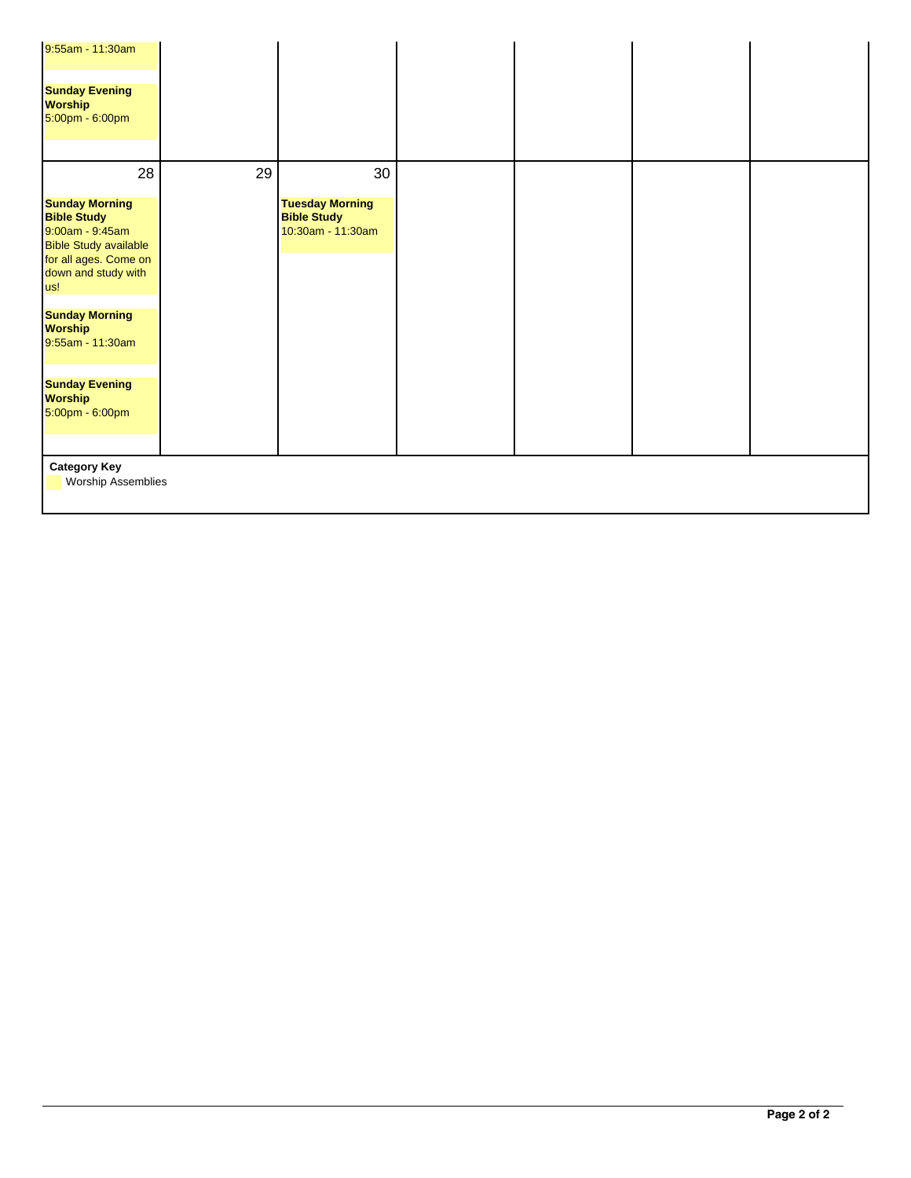| | | | | | | |
|---|---|---|---|---|---|---|
| 9:55am - 11:30am<br><br>**Sunday Evening Worship**<br>5:00pm - 6:00pm | | | | | | |
| 28<br><br>**Sunday Morning Bible Study**<br>9:00am - 9:45am<br>Bible Study available for all ages. Come on down and study with us!<br><br>**Sunday Morning Worship**<br>9:55am - 11:30am<br><br>**Sunday Evening Worship**<br>5:00pm - 6:00pm | 29 | 30<br><br>**Tuesday Morning Bible Study**<br>10:30am - 11:30am | | | | |

**Category Key**

Worship Assemblies